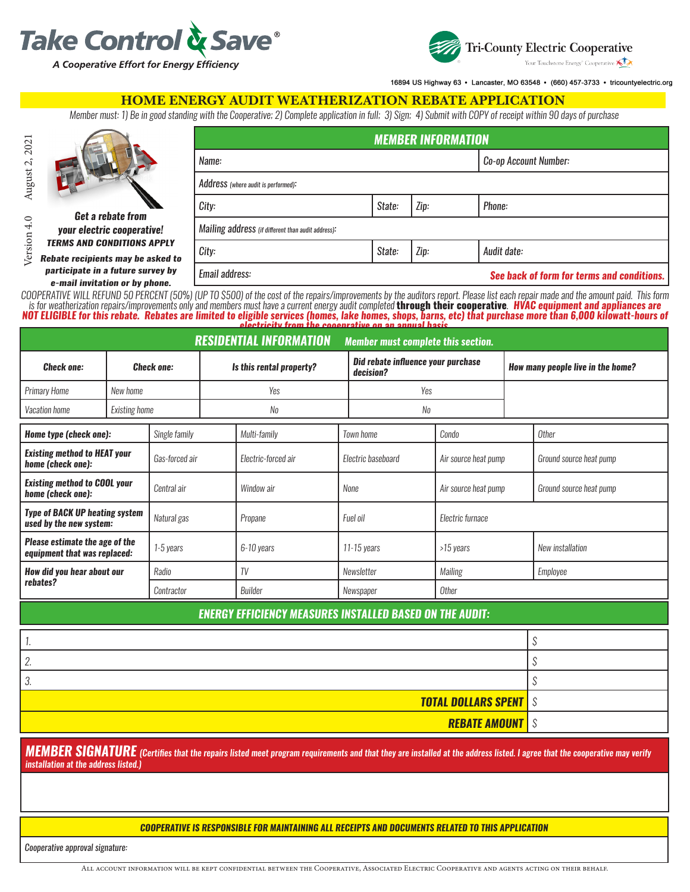# Take Control & Save®

*A Cooperative Effort for Energy Efficiency*

**Tri-County Electric Cooperative**

Your Touchstone Energy® Cooperative

16894 US Highway 63 • Lancaster, MO 63548 • (660) 457-3733 • tricountyelectric.org

## HOME ENERGY AUDIT WEATHERIZATION REBATE APPLICATION

*Member must: 1) Be in good standing with the Cooperative; 2) Complete application in full; 3) Sign; 4) Submit with COPY of receipt within 90 days of purchase*

August 2, 2021

Version 4.0

***Get a rebate from your electric cooperative!***

***TERMS AND CONDITIONS APPLY***

***Rebate recipients may be asked to participate in a future survey by e-mail invitation or by phone.***

### MEMBER INFORMATION

| Name: | | | Co-op Account Number: |
|---|---|---|---|
| Address *(where audit is performed)*: | | | |
| City: | State: | Zip: | Phone: |
| Mailing address *(if different than audit address)*: | | | |
| City: | State: | Zip: | Audit date: |
| Email address: | | | **See back of form for terms and conditions.** |

*COOPERATIVE WILL REFUND 50 PERCENT (50%) (UP TO $500) of the cost of the repairs/improvements by the auditors report. Please list each repair made and the amount paid. This form is for weatherization repairs/improvements only and members must have a current energy audit completed* **through their cooperative**. ***HVAC equipment and appliances are NOT ELIGIBLE for this rebate. Rebates are limited to eligible services (homes, lake homes, shops, barns, etc) that purchase more than 6,000 kilowatt-hours of electricity from the cooperative on an annual basis.***

### RESIDENTIAL INFORMATION — *Member must complete this section.*

| Check one: | Check one: | Is this rental property? | Did rebate influence your purchase decision? | How many people live in the home? |
|---|---|---|---|---|
| Primary Home | New home | Yes | Yes | |
| Vacation home | Existing home | No | No | |

| | | | | | |
|---|---|---|---|---|---|
| **Home type (check one):** | Single family | Multi-family | Town home | Condo | Other |
| **Existing method to HEAT your home (check one):** | Gas-forced air | Electric-forced air | Electric baseboard | Air source heat pump | Ground source heat pump |
| **Existing method to COOL your home (check one):** | Central air | Window air | None | Air source heat pump | Ground source heat pump |
| **Type of BACK UP heating system used by the new system:** | Natural gas | Propane | Fuel oil | Electric furnace | |
| **Please estimate the age of the equipment that was replaced:** | 1-5 years | 6-10 years | 11-15 years | >15 years | New installation |
| **How did you hear about our rebates?** | Radio | TV | Newsletter | Mailing | Employee |
| | Contractor | Builder | Newspaper | Other | |

### ENERGY EFFICIENCY MEASURES INSTALLED BASED ON THE AUDIT:

| | |
|---|---|
| 1. | $ |
| 2. | $ |
| 3. | $ |
| **TOTAL DOLLARS SPENT** | $ |
| **REBATE AMOUNT** | $ |

**MEMBER SIGNATURE** ***(Certifies that the repairs listed meet program requirements and that they are installed at the address listed. I agree that the cooperative may verify installation at the address listed.)***

***COOPERATIVE IS RESPONSIBLE FOR MAINTAINING ALL RECEIPTS AND DOCUMENTS RELATED TO THIS APPLICATION***

*Cooperative approval signature:*

All account information will be kept confidential between the Cooperative, Associated Electric Cooperative and agents acting on their behalf.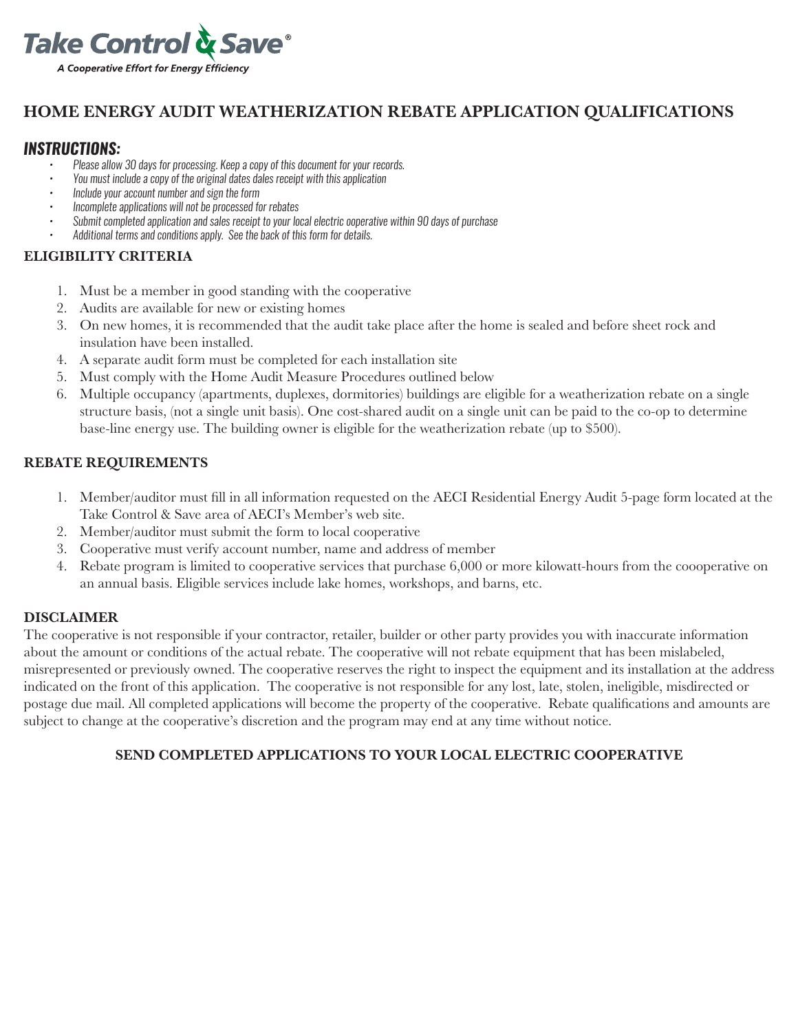**Take Control & Save®**

*A Cooperative Effort for Energy Efficiency*

# HOME ENERGY AUDIT WEATHERIZATION REBATE APPLICATION QUALIFICATIONS

## *INSTRUCTIONS:*

- *Please allow 30 days for processing. Keep a copy of this document for your records.*
- *You must include a copy of the original dates dales receipt with this application*
- *Include your account number and sign the form*
- *Incomplete applications will not be processed for rebates*
- *Submit completed application and sales receipt to your local electric ooperative within 90 days of purchase*
- *Additional terms and conditions apply. See the back of this form for details.*

### ELIGIBILITY CRITERIA

1. Must be a member in good standing with the cooperative
2. Audits are available for new or existing homes
3. On new homes, it is recommended that the audit take place after the home is sealed and before sheet rock and insulation have been installed.
4. A separate audit form must be completed for each installation site
5. Must comply with the Home Audit Measure Procedures outlined below
6. Multiple occupancy (apartments, duplexes, dormitories) buildings are eligible for a weatherization rebate on a single structure basis, (not a single unit basis). One cost-shared audit on a single unit can be paid to the co-op to determine base-line energy use. The building owner is eligible for the weatherization rebate (up to $500).

### REBATE REQUIREMENTS

1. Member/auditor must fill in all information requested on the AECI Residential Energy Audit 5-page form located at the Take Control & Save area of AECI's Member's web site.
2. Member/auditor must submit the form to local cooperative
3. Cooperative must verify account number, name and address of member
4. Rebate program is limited to cooperative services that purchase 6,000 or more kilowatt-hours from the coooperative on an annual basis. Eligible services include lake homes, workshops, and barns, etc.

### DISCLAIMER

The cooperative is not responsible if your contractor, retailer, builder or other party provides you with inaccurate information about the amount or conditions of the actual rebate. The cooperative will not rebate equipment that has been mislabeled, misrepresented or previously owned. The cooperative reserves the right to inspect the equipment and its installation at the address indicated on the front of this application. The cooperative is not responsible for any lost, late, stolen, ineligible, misdirected or postage due mail. All completed applications will become the property of the cooperative. Rebate qualifications and amounts are subject to change at the cooperative's discretion and the program may end at any time without notice.

**SEND COMPLETED APPLICATIONS TO YOUR LOCAL ELECTRIC COOPERATIVE**